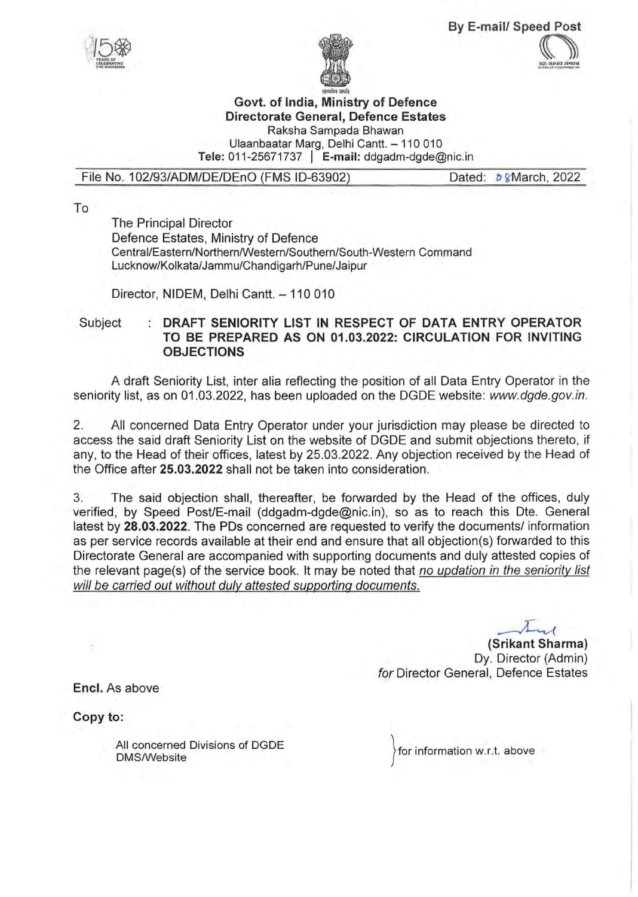By E-mail/ Speed Post

**Govt. of India, Ministry of Defence**
**Directorate General, Defence Estates**
Raksha Sampada Bhawan
Ulaanbaatar Marg, Delhi Cantt. – 110 010
**Tele:** 011-25671737 | **E-mail:** ddgadm-dgde@nic.in

File No. 102/93/ADM/DE/DEnO (FMS ID-63902) Dated: 08 March, 2022

To

The Principal Director
Defence Estates, Ministry of Defence
Central/Eastern/Northern/Western/Southern/South-Western Command
Lucknow/Kolkata/Jammu/Chandigarh/Pune/Jaipur

Director, NIDEM, Delhi Cantt. – 110 010

Subject : **DRAFT SENIORITY LIST IN RESPECT OF DATA ENTRY OPERATOR TO BE PREPARED AS ON 01.03.2022: CIRCULATION FOR INVITING OBJECTIONS**

A draft Seniority List, inter alia reflecting the position of all Data Entry Operator in the seniority list, as on 01.03.2022, has been uploaded on the DGDE website: *www.dgde.gov.in.*

2. All concerned Data Entry Operator under your jurisdiction may please be directed to access the said draft Seniority List on the website of DGDE and submit objections thereto, if any, to the Head of their offices, latest by 25.03.2022. Any objection received by the Head of the Office after **25.03.2022** shall not be taken into consideration.

3. The said objection shall, thereafter, be forwarded by the Head of the offices, duly verified, by Speed Post/E-mail (ddgadm-dgde@nic.in), so as to reach this Dte. General latest by **28.03.2022**. The PDs concerned are requested to verify the documents/ information as per service records available at their end and ensure that all objection(s) forwarded to this Directorate General are accompanied with supporting documents and duly attested copies of the relevant page(s) of the service book. It may be noted that <u>no updation in the seniority list will be carried out without duly attested supporting documents.</u>

**(Srikant Sharma)**
Dy. Director (Admin)
*for* Director General, Defence Estates

**Encl.** As above

**Copy to:**

All concerned Divisions of DGDE
DMS/Website
} for information w.r.t. above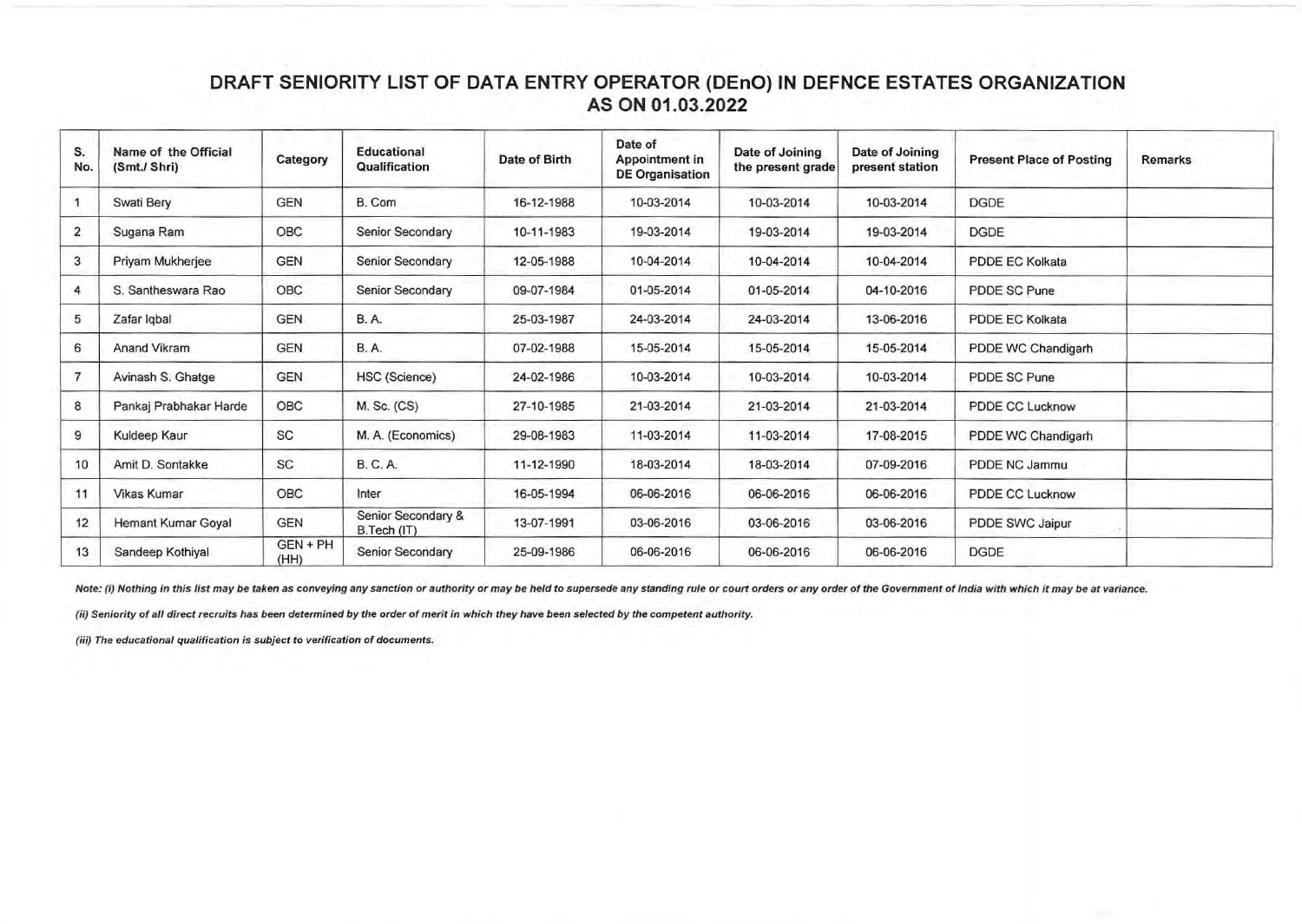# DRAFT SENIORITY LIST OF DATA ENTRY OPERATOR (DEnO) IN DEFNCE ESTATES ORGANIZATION AS ON 01.03.2022

| S. No. | Name of the Official (Smt./ Shri) | Category | Educational Qualification | Date of Birth | Date of Appointment in DE Organisation | Date of Joining the present grade | Date of Joining present station | Present Place of Posting | Remarks |
|---|---|---|---|---|---|---|---|---|---|
| 1 | Swati Bery | GEN | B. Com | 16-12-1988 | 10-03-2014 | 10-03-2014 | 10-03-2014 | DGDE | |
| 2 | Sugana Ram | OBC | Senior Secondary | 10-11-1983 | 19-03-2014 | 19-03-2014 | 19-03-2014 | DGDE | |
| 3 | Priyam Mukherjee | GEN | Senior Secondary | 12-05-1988 | 10-04-2014 | 10-04-2014 | 10-04-2014 | PDDE EC Kolkata | |
| 4 | S. Santheswara Rao | OBC | Senior Secondary | 09-07-1984 | 01-05-2014 | 01-05-2014 | 04-10-2016 | PDDE SC Pune | |
| 5 | Zafar Iqbal | GEN | B. A. | 25-03-1987 | 24-03-2014 | 24-03-2014 | 13-06-2016 | PDDE EC Kolkata | |
| 6 | Anand Vikram | GEN | B. A. | 07-02-1988 | 15-05-2014 | 15-05-2014 | 15-05-2014 | PDDE WC Chandigarh | |
| 7 | Avinash S. Ghatge | GEN | HSC (Science) | 24-02-1986 | 10-03-2014 | 10-03-2014 | 10-03-2014 | PDDE SC Pune | |
| 8 | Pankaj Prabhakar Harde | OBC | M. Sc. (CS) | 27-10-1985 | 21-03-2014 | 21-03-2014 | 21-03-2014 | PDDE CC Lucknow | |
| 9 | Kuldeep Kaur | SC | M. A. (Economics) | 29-08-1983 | 11-03-2014 | 11-03-2014 | 17-08-2015 | PDDE WC Chandigarh | |
| 10 | Amit D. Sontakke | SC | B. C. A. | 11-12-1990 | 18-03-2014 | 18-03-2014 | 07-09-2016 | PDDE NC Jammu | |
| 11 | Vikas Kumar | OBC | Inter | 16-05-1994 | 06-06-2016 | 06-06-2016 | 06-06-2016 | PDDE CC Lucknow | |
| 12 | Hemant Kumar Goyal | GEN | Senior Secondary & B.Tech (IT) | 13-07-1991 | 03-06-2016 | 03-06-2016 | 03-06-2016 | PDDE SWC Jaipur | |
| 13 | Sandeep Kothiyal | GEN + PH (HH) | Senior Secondary | 25-09-1986 | 06-06-2016 | 06-06-2016 | 06-06-2016 | DGDE | |

*Note: (i) Nothing in this list may be taken as conveying any sanction or authority or may be held to supersede any standing rule or court orders or any order of the Government of India with which it may be at variance.*

*(ii) Seniority of all direct recruits has been determined by the order of merit in which they have been selected by the competent authority.*

*(iii) The educational qualification is subject to verification of documents.*